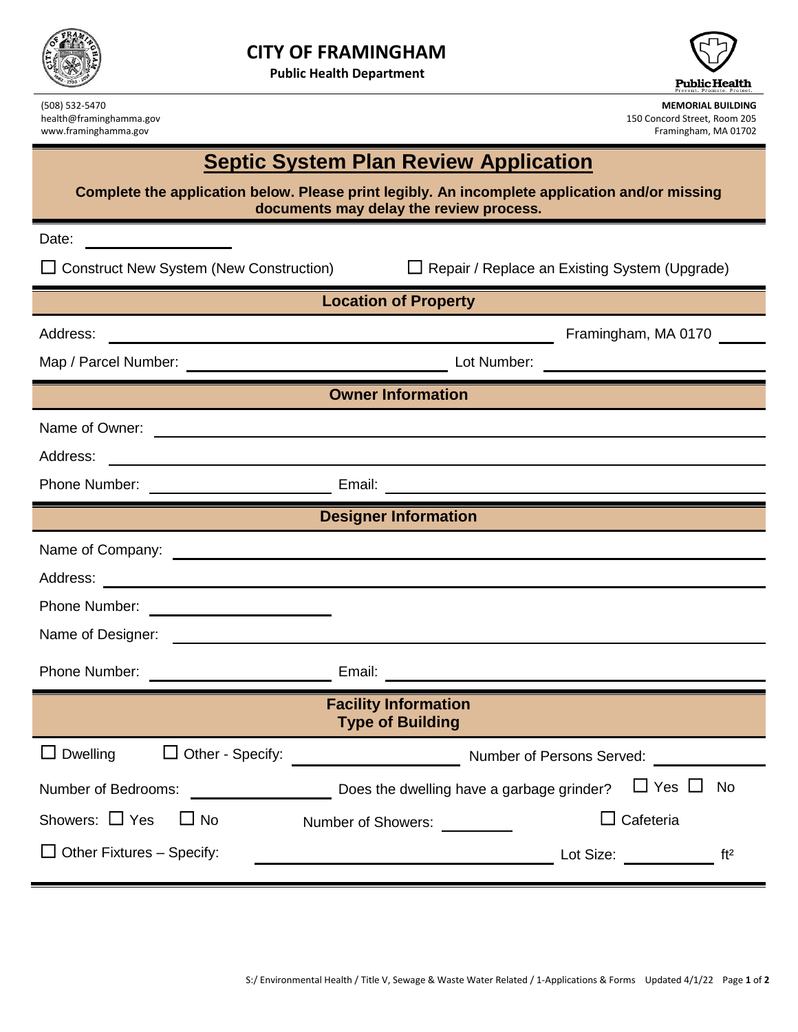# CITY OF FRAMINGHAM

**Public Health Department**

(508) 532-5470
health@framinghamma.gov
www.framinghamma.gov

**MEMORIAL BUILDING**
150 Concord Street, Room 205
Framingham, MA 01702

## Septic System Plan Review Application

**Complete the application below. Please print legibly. An incomplete application and/or missing documents may delay the review process.**

Date: ____________________

☐ Construct New System (New Construction) ☐ Repair / Replace an Existing System (Upgrade)

### Location of Property

Address: ______________________________ Framingham, MA 0170 ____

Map / Parcel Number: ______________________ Lot Number: ______________________

### Owner Information

Name of Owner: ________________________________________________

Address: ________________________________________________

Phone Number: ______________________ Email: ______________________

### Designer Information

Name of Company: ________________________________________________

Address: ________________________________________________

Phone Number: ______________________

Name of Designer: ________________________________________________

Phone Number: ______________________ Email: ______________________

### Facility Information
### Type of Building

☐ Dwelling ☐ Other - Specify: ______________ Number of Persons Served: __________

Number of Bedrooms: ______________ Does the dwelling have a garbage grinder? ☐ Yes ☐ No

Showers: ☐ Yes ☐ No Number of Showers: ________ ☐ Cafeteria

☐ Other Fixtures – Specify: ______________________ Lot Size: __________ $ft^2$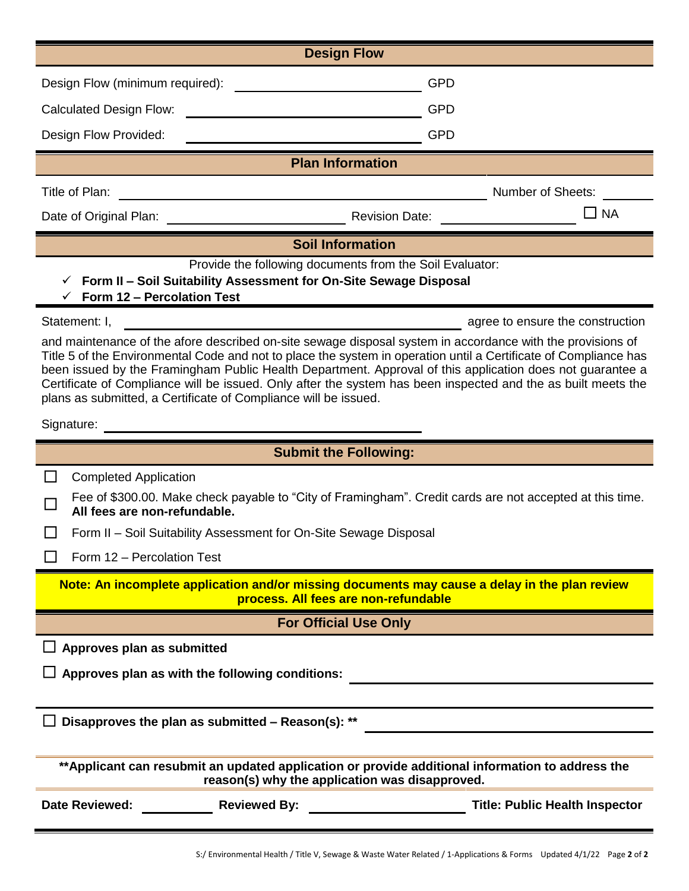## Design Flow

Design Flow (minimum required): ______________________ GPD

Calculated Design Flow: ______________________ GPD

Design Flow Provided: ______________________ GPD

## Plan Information

Title of Plan: ______________________ Number of Sheets: ________

Date of Original Plan: ______________________ Revision Date: ______________________ ☐ NA

## Soil Information

Provide the following documents from the Soil Evaluator:

- ✓ **Form II – Soil Suitability Assessment for On-Site Sewage Disposal**
- ✓ **Form 12 – Percolation Test**

Statement: I, ______________________ agree to ensure the construction and maintenance of the afore described on-site sewage disposal system in accordance with the provisions of Title 5 of the Environmental Code and not to place the system in operation until a Certificate of Compliance has been issued by the Framingham Public Health Department. Approval of this application does not guarantee a Certificate of Compliance will be issued. Only after the system has been inspected and the as built meets the plans as submitted, a Certificate of Compliance will be issued.

Signature: ______________________

## Submit the Following:

- ☐ Completed Application
- ☐ Fee of $300.00. Make check payable to "City of Framingham". Credit cards are not accepted at this time. **All fees are non-refundable.**
- ☐ Form II – Soil Suitability Assessment for On-Site Sewage Disposal
- ☐ Form 12 – Percolation Test

**Note: An incomplete application and/or missing documents may cause a delay in the plan review process. All fees are non-refundable**

## For Official Use Only

☐ **Approves plan as submitted**

☐ **Approves plan as with the following conditions:** ______________________

☐ **Disapproves the plan as submitted – Reason(s): **** ______________________

****Applicant can resubmit an updated application or provide additional information to address the reason(s) why the application was disapproved.**

**Date Reviewed:** __________ **Reviewed By:** ______________________ **Title: Public Health Inspector**

S:/ Environmental Health / Title V, Sewage & Waste Water Related / 1-Applications & Forms Updated 4/1/22